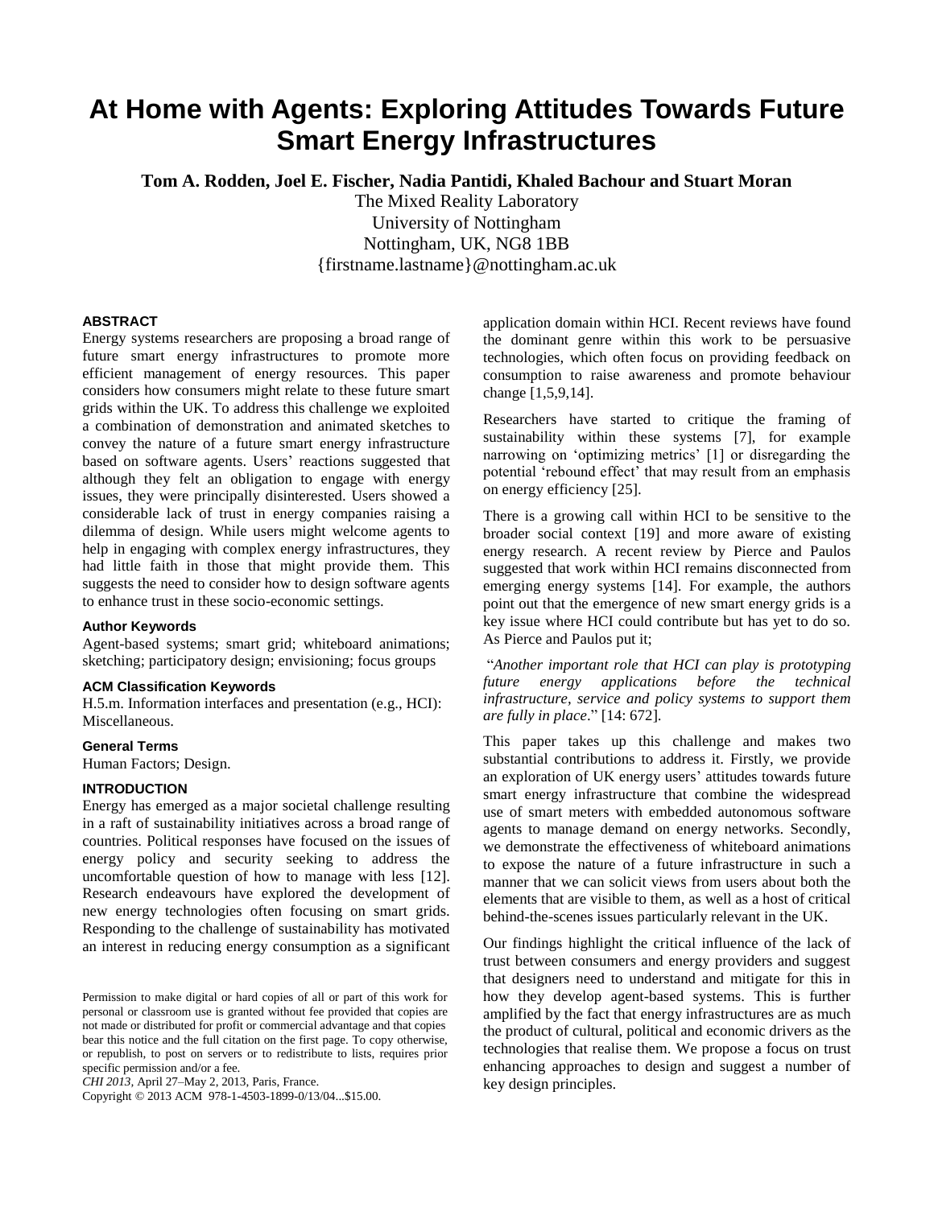# At Home with Agents: Exploring Attitudes Towards Future Smart Energy Infrastructures

**Tom A. Rodden, Joel E. Fischer, Nadia Pantidi, Khaled Bachour and Stuart Moran**

The Mixed Reality Laboratory
University of Nottingham
Nottingham, UK, NG8 1BB
{firstname.lastname}@nottingham.ac.uk

## ABSTRACT

Energy systems researchers are proposing a broad range of future smart energy infrastructures to promote more efficient management of energy resources. This paper considers how consumers might relate to these future smart grids within the UK. To address this challenge we exploited a combination of demonstration and animated sketches to convey the nature of a future smart energy infrastructure based on software agents. Users' reactions suggested that although they felt an obligation to engage with energy issues, they were principally disinterested. Users showed a considerable lack of trust in energy companies raising a dilemma of design. While users might welcome agents to help in engaging with complex energy infrastructures, they had little faith in those that might provide them. This suggests the need to consider how to design software agents to enhance trust in these socio-economic settings.

### Author Keywords

Agent-based systems; smart grid; whiteboard animations; sketching; participatory design; envisioning; focus groups

### ACM Classification Keywords

H.5.m. Information interfaces and presentation (e.g., HCI): Miscellaneous.

### General Terms

Human Factors; Design.

## INTRODUCTION

Energy has emerged as a major societal challenge resulting in a raft of sustainability initiatives across a broad range of countries. Political responses have focused on the issues of energy policy and security seeking to address the uncomfortable question of how to manage with less [12]. Research endeavours have explored the development of new energy technologies often focusing on smart grids. Responding to the challenge of sustainability has motivated an interest in reducing energy consumption as a significant application domain within HCI. Recent reviews have found the dominant genre within this work to be persuasive technologies, which often focus on providing feedback on consumption to raise awareness and promote behaviour change [1,5,9,14].

Researchers have started to critique the framing of sustainability within these systems [7], for example narrowing on 'optimizing metrics' [1] or disregarding the potential 'rebound effect' that may result from an emphasis on energy efficiency [25].

There is a growing call within HCI to be sensitive to the broader social context [19] and more aware of existing energy research. A recent review by Pierce and Paulos suggested that work within HCI remains disconnected from emerging energy systems [14]. For example, the authors point out that the emergence of new smart energy grids is a key issue where HCI could contribute but has yet to do so. As Pierce and Paulos put it;

"*Another important role that HCI can play is prototyping future energy applications before the technical infrastructure, service and policy systems to support them are fully in place*." [14: 672].

This paper takes up this challenge and makes two substantial contributions to address it. Firstly, we provide an exploration of UK energy users' attitudes towards future smart energy infrastructure that combine the widespread use of smart meters with embedded autonomous software agents to manage demand on energy networks. Secondly, we demonstrate the effectiveness of whiteboard animations to expose the nature of a future infrastructure in such a manner that we can solicit views from users about both the elements that are visible to them, as well as a host of critical behind-the-scenes issues particularly relevant in the UK.

Our findings highlight the critical influence of the lack of trust between consumers and energy providers and suggest that designers need to understand and mitigate for this in how they develop agent-based systems. This is further amplified by the fact that energy infrastructures are as much the product of cultural, political and economic drivers as the technologies that realise them. We propose a focus on trust enhancing approaches to design and suggest a number of key design principles.

Permission to make digital or hard copies of all or part of this work for personal or classroom use is granted without fee provided that copies are not made or distributed for profit or commercial advantage and that copies bear this notice and the full citation on the first page. To copy otherwise, or republish, to post on servers or to redistribute to lists, requires prior specific permission and/or a fee.

*CHI 2013*, April 27–May 2, 2013, Paris, France.

Copyright © 2013 ACM 978-1-4503-1899-0/13/04...$15.00.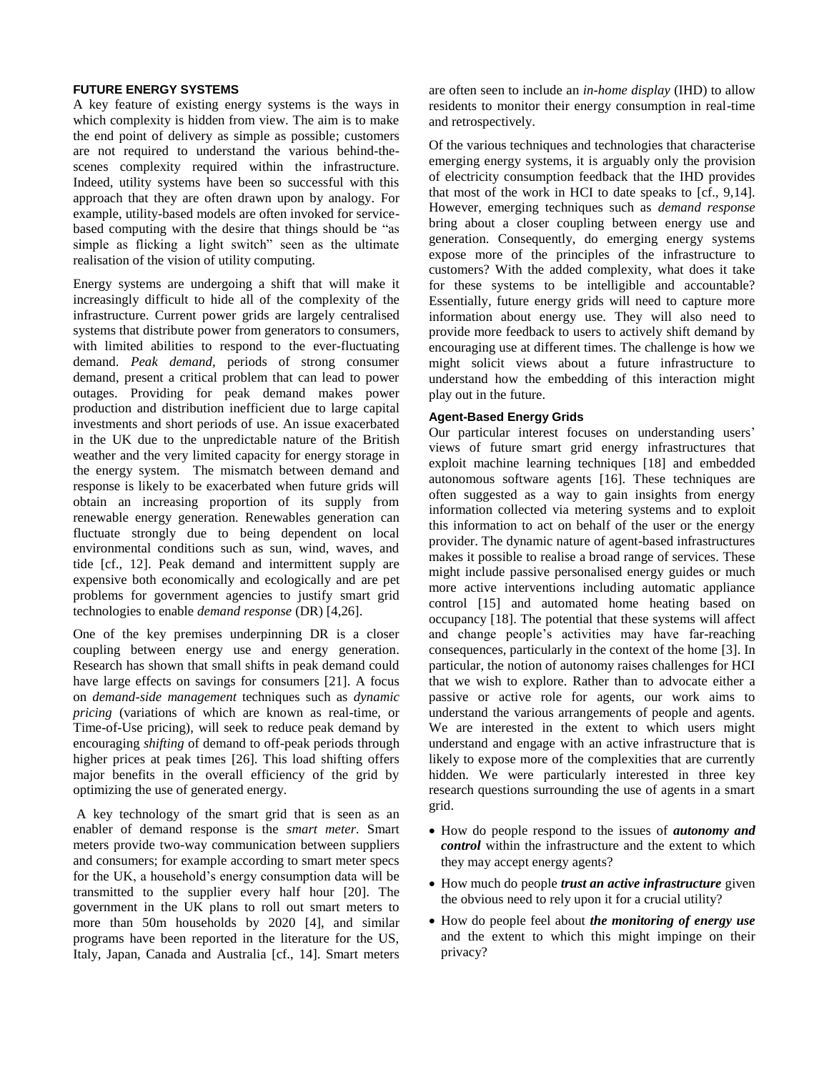## FUTURE ENERGY SYSTEMS

A key feature of existing energy systems is the ways in which complexity is hidden from view. The aim is to make the end point of delivery as simple as possible; customers are not required to understand the various behind-the-scenes complexity required within the infrastructure. Indeed, utility systems have been so successful with this approach that they are often drawn upon by analogy. For example, utility-based models are often invoked for service-based computing with the desire that things should be "as simple as flicking a light switch" seen as the ultimate realisation of the vision of utility computing.

Energy systems are undergoing a shift that will make it increasingly difficult to hide all of the complexity of the infrastructure. Current power grids are largely centralised systems that distribute power from generators to consumers, with limited abilities to respond to the ever-fluctuating demand. *Peak demand*, periods of strong consumer demand, present a critical problem that can lead to power outages. Providing for peak demand makes power production and distribution inefficient due to large capital investments and short periods of use. An issue exacerbated in the UK due to the unpredictable nature of the British weather and the very limited capacity for energy storage in the energy system. The mismatch between demand and response is likely to be exacerbated when future grids will obtain an increasing proportion of its supply from renewable energy generation. Renewables generation can fluctuate strongly due to being dependent on local environmental conditions such as sun, wind, waves, and tide [cf., 12]. Peak demand and intermittent supply are expensive both economically and ecologically and are pet problems for government agencies to justify smart grid technologies to enable *demand response* (DR) [4,26].

One of the key premises underpinning DR is a closer coupling between energy use and energy generation. Research has shown that small shifts in peak demand could have large effects on savings for consumers [21]. A focus on *demand-side management* techniques such as *dynamic pricing* (variations of which are known as real-time, or Time-of-Use pricing), will seek to reduce peak demand by encouraging *shifting* of demand to off-peak periods through higher prices at peak times [26]. This load shifting offers major benefits in the overall efficiency of the grid by optimizing the use of generated energy.

A key technology of the smart grid that is seen as an enabler of demand response is the *smart meter*. Smart meters provide two-way communication between suppliers and consumers; for example according to smart meter specs for the UK, a household's energy consumption data will be transmitted to the supplier every half hour [20]. The government in the UK plans to roll out smart meters to more than 50m households by 2020 [4], and similar programs have been reported in the literature for the US, Italy, Japan, Canada and Australia [cf., 14]. Smart meters are often seen to include an *in-home display* (IHD) to allow residents to monitor their energy consumption in real-time and retrospectively.

Of the various techniques and technologies that characterise emerging energy systems, it is arguably only the provision of electricity consumption feedback that the IHD provides that most of the work in HCI to date speaks to [cf., 9,14]. However, emerging techniques such as *demand response* bring about a closer coupling between energy use and generation. Consequently, do emerging energy systems expose more of the principles of the infrastructure to customers? With the added complexity, what does it take for these systems to be intelligible and accountable? Essentially, future energy grids will need to capture more information about energy use. They will also need to provide more feedback to users to actively shift demand by encouraging use at different times. The challenge is how we might solicit views about a future infrastructure to understand how the embedding of this interaction might play out in the future.

### Agent-Based Energy Grids

Our particular interest focuses on understanding users' views of future smart grid energy infrastructures that exploit machine learning techniques [18] and embedded autonomous software agents [16]. These techniques are often suggested as a way to gain insights from energy information collected via metering systems and to exploit this information to act on behalf of the user or the energy provider. The dynamic nature of agent-based infrastructures makes it possible to realise a broad range of services. These might include passive personalised energy guides or much more active interventions including automatic appliance control [15] and automated home heating based on occupancy [18]. The potential that these systems will affect and change people's activities may have far-reaching consequences, particularly in the context of the home [3]. In particular, the notion of autonomy raises challenges for HCI that we wish to explore. Rather than to advocate either a passive or active role for agents, our work aims to understand the various arrangements of people and agents. We are interested in the extent to which users might understand and engage with an active infrastructure that is likely to expose more of the complexities that are currently hidden. We were particularly interested in three key research questions surrounding the use of agents in a smart grid.

- How do people respond to the issues of ***autonomy and control*** within the infrastructure and the extent to which they may accept energy agents?
- How much do people ***trust an active infrastructure*** given the obvious need to rely upon it for a crucial utility?
- How do people feel about ***the monitoring of energy use*** and the extent to which this might impinge on their privacy?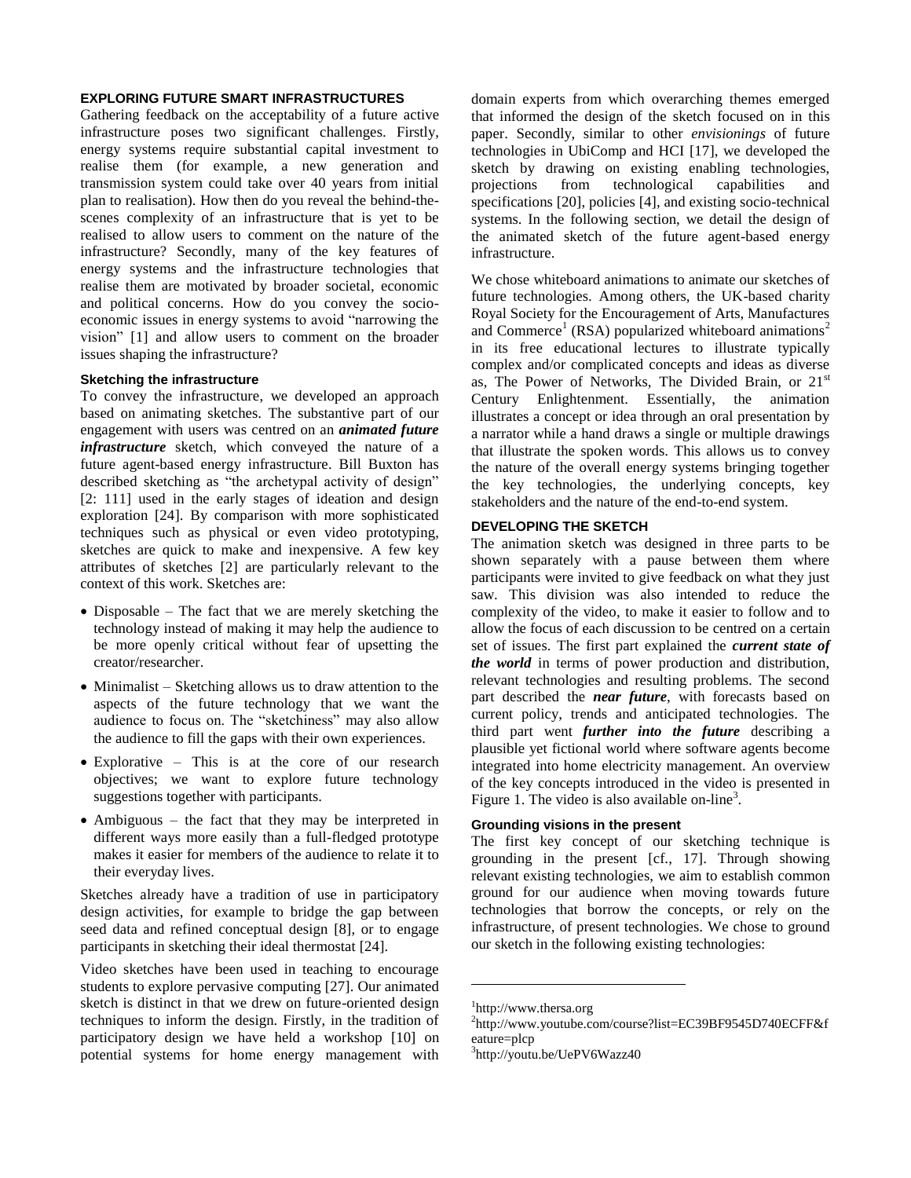## EXPLORING FUTURE SMART INFRASTRUCTURES

Gathering feedback on the acceptability of a future active infrastructure poses two significant challenges. Firstly, energy systems require substantial capital investment to realise them (for example, a new generation and transmission system could take over 40 years from initial plan to realisation). How then do you reveal the behind-the-scenes complexity of an infrastructure that is yet to be realised to allow users to comment on the nature of the infrastructure? Secondly, many of the key features of energy systems and the infrastructure technologies that realise them are motivated by broader societal, economic and political concerns. How do you convey the socio-economic issues in energy systems to avoid "narrowing the vision" [1] and allow users to comment on the broader issues shaping the infrastructure?

### Sketching the infrastructure

To convey the infrastructure, we developed an approach based on animating sketches. The substantive part of our engagement with users was centred on an ***animated future infrastructure*** sketch, which conveyed the nature of a future agent-based energy infrastructure. Bill Buxton has described sketching as "the archetypal activity of design" [2: 111] used in the early stages of ideation and design exploration [24]. By comparison with more sophisticated techniques such as physical or even video prototyping, sketches are quick to make and inexpensive. A few key attributes of sketches [2] are particularly relevant to the context of this work. Sketches are:

- Disposable – The fact that we are merely sketching the technology instead of making it may help the audience to be more openly critical without fear of upsetting the creator/researcher.
- Minimalist – Sketching allows us to draw attention to the aspects of the future technology that we want the audience to focus on. The "sketchiness" may also allow the audience to fill the gaps with their own experiences.
- Explorative – This is at the core of our research objectives; we want to explore future technology suggestions together with participants.
- Ambiguous – the fact that they may be interpreted in different ways more easily than a full-fledged prototype makes it easier for members of the audience to relate it to their everyday lives.

Sketches already have a tradition of use in participatory design activities, for example to bridge the gap between seed data and refined conceptual design [8], or to engage participants in sketching their ideal thermostat [24].

Video sketches have been used in teaching to encourage students to explore pervasive computing [27]. Our animated sketch is distinct in that we drew on future-oriented design techniques to inform the design. Firstly, in the tradition of participatory design we have held a workshop [10] on potential systems for home energy management with domain experts from which overarching themes emerged that informed the design of the sketch focused on in this paper. Secondly, similar to other *envisionings* of future technologies in UbiComp and HCI [17], we developed the sketch by drawing on existing enabling technologies, projections from technological capabilities and specifications [20], policies [4], and existing socio-technical systems. In the following section, we detail the design of the animated sketch of the future agent-based energy infrastructure.

We chose whiteboard animations to animate our sketches of future technologies. Among others, the UK-based charity Royal Society for the Encouragement of Arts, Manufactures and Commerce[1] (RSA) popularized whiteboard animations[2] in its free educational lectures to illustrate typically complex and/or complicated concepts and ideas as diverse as, The Power of Networks, The Divided Brain, or 21st Century Enlightenment. Essentially, the animation illustrates a concept or idea through an oral presentation by a narrator while a hand draws a single or multiple drawings that illustrate the spoken words. This allows us to convey the nature of the overall energy systems bringing together the key technologies, the underlying concepts, key stakeholders and the nature of the end-to-end system.

## DEVELOPING THE SKETCH

The animation sketch was designed in three parts to be shown separately with a pause between them where participants were invited to give feedback on what they just saw. This division was also intended to reduce the complexity of the video, to make it easier to follow and to allow the focus of each discussion to be centred on a certain set of issues. The first part explained the ***current state of the world*** in terms of power production and distribution, relevant technologies and resulting problems. The second part described the ***near future***, with forecasts based on current policy, trends and anticipated technologies. The third part went ***further into the future*** describing a plausible yet fictional world where software agents become integrated into home electricity management. An overview of the key concepts introduced in the video is presented in Figure 1. The video is also available on-line[3].

### Grounding visions in the present

The first key concept of our sketching technique is grounding in the present [cf., 17]. Through showing relevant existing technologies, we aim to establish common ground for our audience when moving towards future technologies that borrow the concepts, or rely on the infrastructure, of present technologies. We chose to ground our sketch in the following existing technologies:

---

[1] http://www.thersa.org

[2] http://www.youtube.com/course?list=EC39BF9545D740ECFF&feature=plcp

[3] http://youtu.be/UePV6Wazz40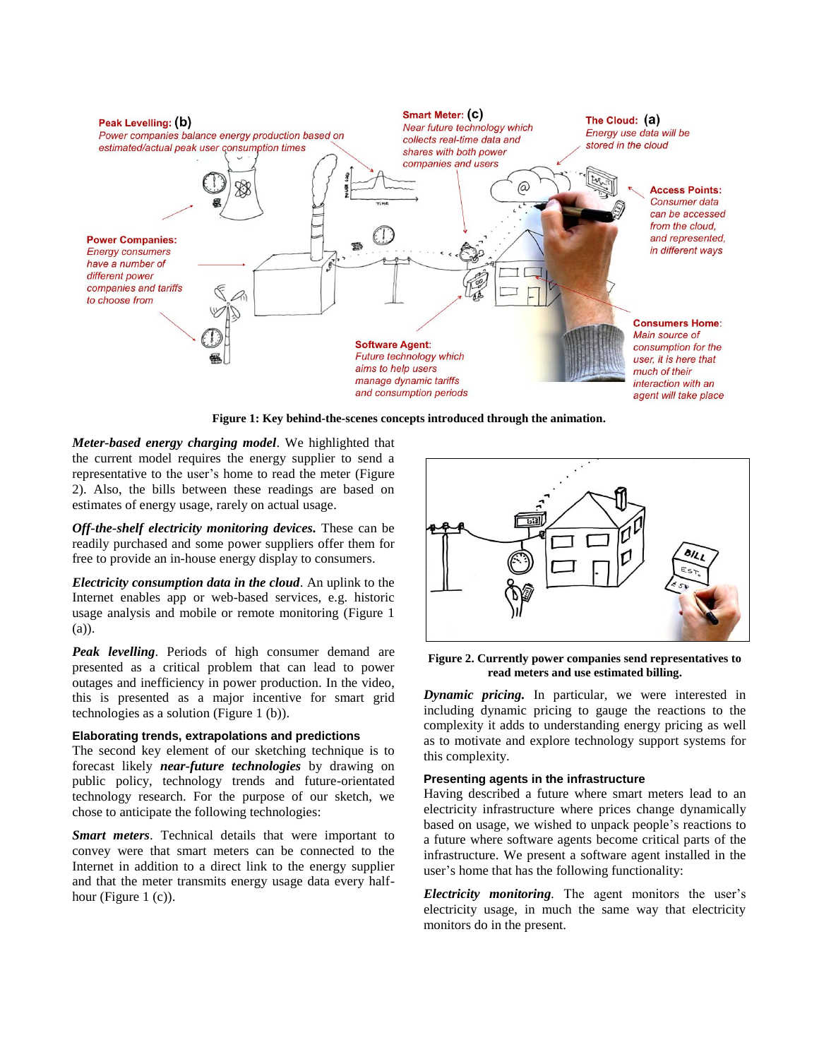Peak Levelling: (b)
Power companies balance energy production based on estimated/actual peak user consumption times

Smart Meter: (c)
Near future technology which collects real-time data and shares with both power companies and users

The Cloud: (a)
Energy use data will be stored in the cloud

Access Points:
Consumer data can be accessed from the cloud, and represented, in different ways

Power Companies:
Energy consumers have a number of different power companies and tariffs to choose from

Software Agent:
Future technology which aims to help users manage dynamic tariffs and consumption periods

Consumers Home:
Main source of consumption for the user, it is here that much of their interaction with an agent will take place

**Figure 1: Key behind-the-scenes concepts introduced through the animation.**

***Meter-based energy charging model***. We highlighted that the current model requires the energy supplier to send a representative to the user's home to read the meter (Figure 2). Also, the bills between these readings are based on estimates of energy usage, rarely on actual usage.

***Off-the-shelf electricity monitoring devices.*** These can be readily purchased and some power suppliers offer them for free to provide an in-house energy display to consumers.

***Electricity consumption data in the cloud***. An uplink to the Internet enables app or web-based services, e.g. historic usage analysis and mobile or remote monitoring (Figure 1 (a)).

***Peak levelling***. Periods of high consumer demand are presented as a critical problem that can lead to power outages and inefficiency in power production. In the video, this is presented as a major incentive for smart grid technologies as a solution (Figure 1 (b)).

### Elaborating trends, extrapolations and predictions

The second key element of our sketching technique is to forecast likely ***near-future technologies*** by drawing on public policy, technology trends and future-orientated technology research. For the purpose of our sketch, we chose to anticipate the following technologies:

***Smart meters***. Technical details that were important to convey were that smart meters can be connected to the Internet in addition to a direct link to the energy supplier and that the meter transmits energy usage data every half-hour (Figure 1 (c)).

**Figure 2. Currently power companies send representatives to read meters and use estimated billing.**

***Dynamic pricing.*** In particular, we were interested in including dynamic pricing to gauge the reactions to the complexity it adds to understanding energy pricing as well as to motivate and explore technology support systems for this complexity.

### Presenting agents in the infrastructure

Having described a future where smart meters lead to an electricity infrastructure where prices change dynamically based on usage, we wished to unpack people's reactions to a future where software agents become critical parts of the infrastructure. We present a software agent installed in the user's home that has the following functionality:

***Electricity monitoring***. The agent monitors the user's electricity usage, in much the same way that electricity monitors do in the present.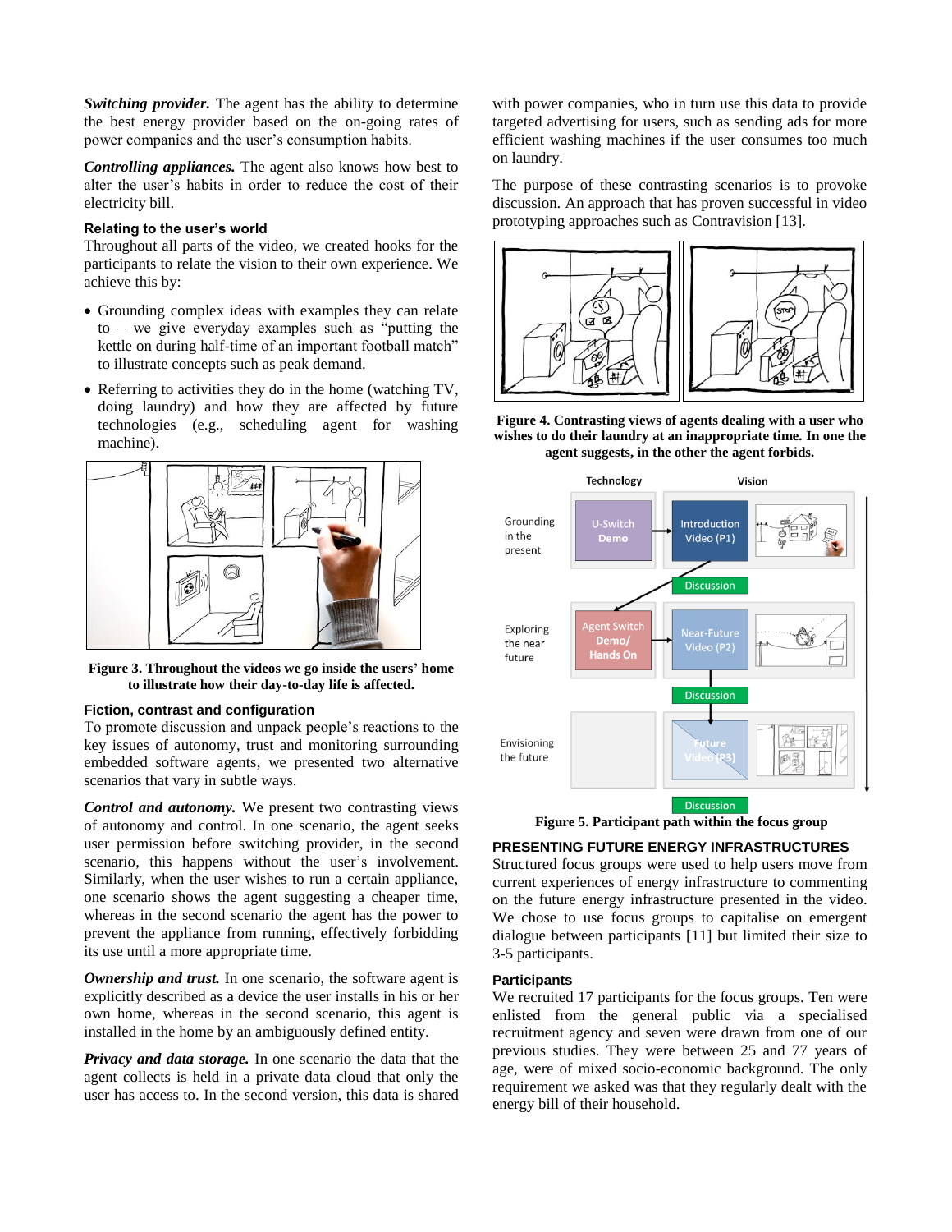***Switching provider.*** The agent has the ability to determine the best energy provider based on the on-going rates of power companies and the user's consumption habits.

***Controlling appliances.*** The agent also knows how best to alter the user's habits in order to reduce the cost of their electricity bill.

### Relating to the user's world

Throughout all parts of the video, we created hooks for the participants to relate the vision to their own experience. We achieve this by:

- Grounding complex ideas with examples they can relate to – we give everyday examples such as "putting the kettle on during half-time of an important football match" to illustrate concepts such as peak demand.
- Referring to activities they do in the home (watching TV, doing laundry) and how they are affected by future technologies (e.g., scheduling agent for washing machine).

**Figure 3. Throughout the videos we go inside the users' home to illustrate how their day-to-day life is affected.**

### Fiction, contrast and configuration

To promote discussion and unpack people's reactions to the key issues of autonomy, trust and monitoring surrounding embedded software agents, we presented two alternative scenarios that vary in subtle ways.

***Control and autonomy.*** We present two contrasting views of autonomy and control. In one scenario, the agent seeks user permission before switching provider, in the second scenario, this happens without the user's involvement. Similarly, when the user wishes to run a certain appliance, one scenario shows the agent suggesting a cheaper time, whereas in the second scenario the agent has the power to prevent the appliance from running, effectively forbidding its use until a more appropriate time.

***Ownership and trust.*** In one scenario, the software agent is explicitly described as a device the user installs in his or her own home, whereas in the second scenario, this agent is installed in the home by an ambiguously defined entity.

***Privacy and data storage.*** In one scenario the data that the agent collects is held in a private data cloud that only the user has access to. In the second version, this data is shared with power companies, who in turn use this data to provide targeted advertising for users, such as sending ads for more efficient washing machines if the user consumes too much on laundry.

The purpose of these contrasting scenarios is to provoke discussion. An approach that has proven successful in video prototyping approaches such as Contravision [13].

**Figure 4. Contrasting views of agents dealing with a user who wishes to do their laundry at an inappropriate time. In one the agent suggests, in the other the agent forbids.**

Technology
Vision
Grounding in the present
U-Switch Demo
Introduction Video (P1)
Discussion
Exploring the near future
Agent Switch Demo/ Hands On
Near-Future Video (P2)
Discussion
Envisioning the future
Future Video (P3)
Discussion

**Figure 5. Participant path within the focus group**

## PRESENTING FUTURE ENERGY INFRASTRUCTURES

Structured focus groups were used to help users move from current experiences of energy infrastructure to commenting on the future energy infrastructure presented in the video. We chose to use focus groups to capitalise on emergent dialogue between participants [11] but limited their size to 3-5 participants.

### Participants

We recruited 17 participants for the focus groups. Ten were enlisted from the general public via a specialised recruitment agency and seven were drawn from one of our previous studies. They were between 25 and 77 years of age, were of mixed socio-economic background. The only requirement we asked was that they regularly dealt with the energy bill of their household.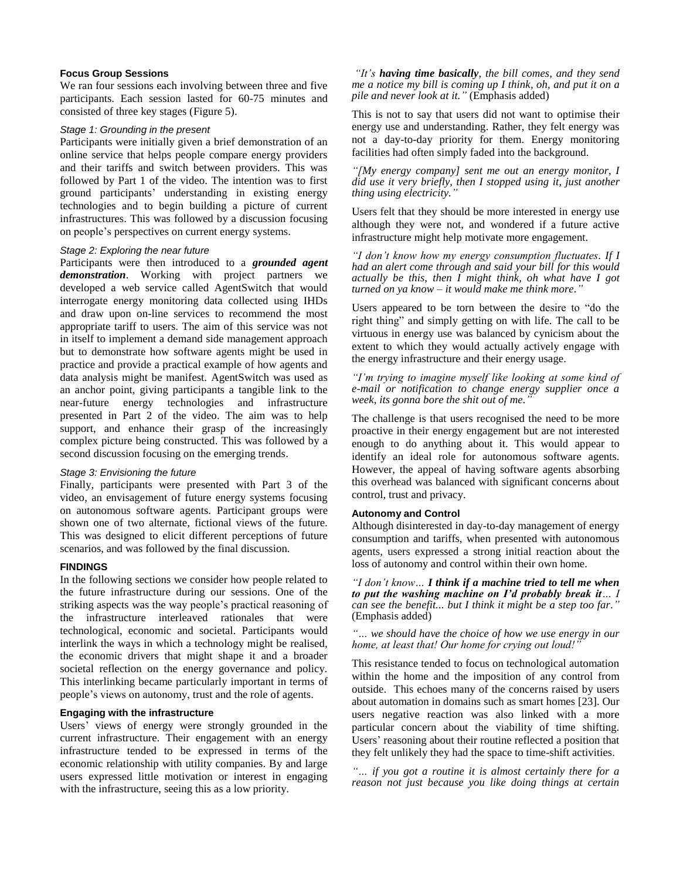### Focus Group Sessions

We ran four sessions each involving between three and five participants. Each session lasted for 60-75 minutes and consisted of three key stages (Figure 5).

#### *Stage 1: Grounding in the present*

Participants were initially given a brief demonstration of an online service that helps people compare energy providers and their tariffs and switch between providers. This was followed by Part 1 of the video. The intention was to first ground participants' understanding in existing energy technologies and to begin building a picture of current infrastructures. This was followed by a discussion focusing on people's perspectives on current energy systems.

#### *Stage 2: Exploring the near future*

Participants were then introduced to a ***grounded agent demonstration***. Working with project partners we developed a web service called AgentSwitch that would interrogate energy monitoring data collected using IHDs and draw upon on-line services to recommend the most appropriate tariff to users. The aim of this service was not in itself to implement a demand side management approach but to demonstrate how software agents might be used in practice and provide a practical example of how agents and data analysis might be manifest. AgentSwitch was used as an anchor point, giving participants a tangible link to the near-future energy technologies and infrastructure presented in Part 2 of the video. The aim was to help support, and enhance their grasp of the increasingly complex picture being constructed. This was followed by a second discussion focusing on the emerging trends.

#### *Stage 3: Envisioning the future*

Finally, participants were presented with Part 3 of the video, an envisagement of future energy systems focusing on autonomous software agents. Participant groups were shown one of two alternate, fictional views of the future. This was designed to elicit different perceptions of future scenarios, and was followed by the final discussion.

## FINDINGS

In the following sections we consider how people related to the future infrastructure during our sessions. One of the striking aspects was the way people's practical reasoning of the infrastructure interleaved rationales that were technological, economic and societal. Participants would interlink the ways in which a technology might be realised, the economic drivers that might shape it and a broader societal reflection on the energy governance and policy. This interlinking became particularly important in terms of people's views on autonomy, trust and the role of agents.

### Engaging with the infrastructure

Users' views of energy were strongly grounded in the current infrastructure. Their engagement with an energy infrastructure tended to be expressed in terms of the economic relationship with utility companies. By and large users expressed little motivation or interest in engaging with the infrastructure, seeing this as a low priority.

*"It's **having time basically**, the bill comes, and they send me a notice my bill is coming up I think, oh, and put it on a pile and never look at it."* (Emphasis added)

This is not to say that users did not want to optimise their energy use and understanding. Rather, they felt energy was not a day-to-day priority for them. Energy monitoring facilities had often simply faded into the background.

*"[My energy company] sent me out an energy monitor, I did use it very briefly, then I stopped using it, just another thing using electricity."*

Users felt that they should be more interested in energy use although they were not, and wondered if a future active infrastructure might help motivate more engagement.

*"I don't know how my energy consumption fluctuates. If I had an alert come through and said your bill for this would actually be this, then I might think, oh what have I got turned on ya know – it would make me think more."*

Users appeared to be torn between the desire to "do the right thing" and simply getting on with life. The call to be virtuous in energy use was balanced by cynicism about the extent to which they would actually actively engage with the energy infrastructure and their energy usage.

*"I'm trying to imagine myself like looking at some kind of e-mail or notification to change energy supplier once a week, its gonna bore the shit out of me."*

The challenge is that users recognised the need to be more proactive in their energy engagement but are not interested enough to do anything about it. This would appear to identify an ideal role for autonomous software agents. However, the appeal of having software agents absorbing this overhead was balanced with significant concerns about control, trust and privacy.

### Autonomy and Control

Although disinterested in day-to-day management of energy consumption and tariffs, when presented with autonomous agents, users expressed a strong initial reaction about the loss of autonomy and control within their own home.

*"I don't know… **I think if a machine tried to tell me when to put the washing machine on I'd probably break it**… I can see the benefit... but I think it might be a step too far."* (Emphasis added)

*"… we should have the choice of how we use energy in our home, at least that! Our home for crying out loud!"*

This resistance tended to focus on technological automation within the home and the imposition of any control from outside. This echoes many of the concerns raised by users about automation in domains such as smart homes [23]. Our users negative reaction was also linked with a more particular concern about the viability of time shifting. Users' reasoning about their routine reflected a position that they felt unlikely they had the space to time-shift activities.

*"… if you got a routine it is almost certainly there for a reason not just because you like doing things at certain*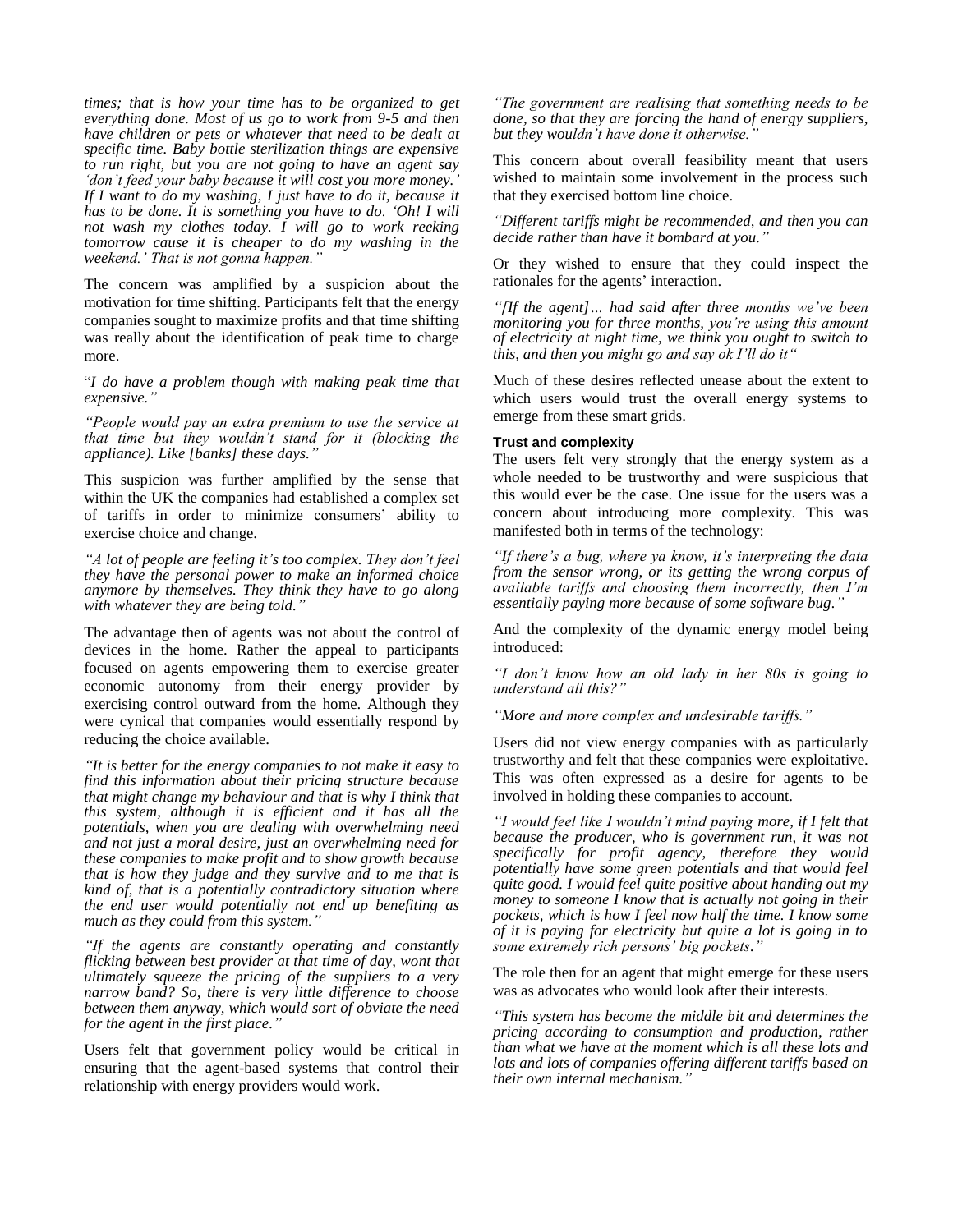*times; that is how your time has to be organized to get everything done. Most of us go to work from 9-5 and then have children or pets or whatever that need to be dealt at specific time. Baby bottle sterilization things are expensive to run right, but you are not going to have an agent say 'don't feed your baby because it will cost you more money.' If I want to do my washing, I just have to do it, because it has to be done. It is something you have to do. 'Oh! I will not wash my clothes today. I will go to work reeking tomorrow cause it is cheaper to do my washing in the weekend.' That is not gonna happen."*

The concern was amplified by a suspicion about the motivation for time shifting. Participants felt that the energy companies sought to maximize profits and that time shifting was really about the identification of peak time to charge more.

"*I do have a problem though with making peak time that expensive."*

*"People would pay an extra premium to use the service at that time but they wouldn't stand for it (blocking the appliance). Like [banks] these days."*

This suspicion was further amplified by the sense that within the UK the companies had established a complex set of tariffs in order to minimize consumers' ability to exercise choice and change.

*"A lot of people are feeling it's too complex. They don't feel they have the personal power to make an informed choice anymore by themselves. They think they have to go along with whatever they are being told."*

The advantage then of agents was not about the control of devices in the home. Rather the appeal to participants focused on agents empowering them to exercise greater economic autonomy from their energy provider by exercising control outward from the home. Although they were cynical that companies would essentially respond by reducing the choice available.

*"It is better for the energy companies to not make it easy to find this information about their pricing structure because that might change my behaviour and that is why I think that this system, although it is efficient and it has all the potentials, when you are dealing with overwhelming need and not just a moral desire, just an overwhelming need for these companies to make profit and to show growth because that is how they judge and they survive and to me that is kind of, that is a potentially contradictory situation where the end user would potentially not end up benefiting as much as they could from this system."*

*"If the agents are constantly operating and constantly flicking between best provider at that time of day, wont that ultimately squeeze the pricing of the suppliers to a very narrow band? So, there is very little difference to choose between them anyway, which would sort of obviate the need for the agent in the first place."*

Users felt that government policy would be critical in ensuring that the agent-based systems that control their relationship with energy providers would work.

*"The government are realising that something needs to be done, so that they are forcing the hand of energy suppliers, but they wouldn't have done it otherwise."*

This concern about overall feasibility meant that users wished to maintain some involvement in the process such that they exercised bottom line choice.

*"Different tariffs might be recommended, and then you can decide rather than have it bombard at you."*

Or they wished to ensure that they could inspect the rationales for the agents' interaction.

*"[If the agent]… had said after three months we've been monitoring you for three months, you're using this amount of electricity at night time, we think you ought to switch to this, and then you might go and say ok I'll do it"*

Much of these desires reflected unease about the extent to which users would trust the overall energy systems to emerge from these smart grids.

### Trust and complexity

The users felt very strongly that the energy system as a whole needed to be trustworthy and were suspicious that this would ever be the case. One issue for the users was a concern about introducing more complexity. This was manifested both in terms of the technology:

*"If there's a bug, where ya know, it's interpreting the data from the sensor wrong, or its getting the wrong corpus of available tariffs and choosing them incorrectly, then I'm essentially paying more because of some software bug."*

And the complexity of the dynamic energy model being introduced:

*"I don't know how an old lady in her 80s is going to understand all this?"*

*"More and more complex and undesirable tariffs."*

Users did not view energy companies with as particularly trustworthy and felt that these companies were exploitative. This was often expressed as a desire for agents to be involved in holding these companies to account.

*"I would feel like I wouldn't mind paying more, if I felt that because the producer, who is government run, it was not specifically for profit agency, therefore they would potentially have some green potentials and that would feel quite good. I would feel quite positive about handing out my money to someone I know that is actually not going in their pockets, which is how I feel now half the time. I know some of it is paying for electricity but quite a lot is going in to some extremely rich persons' big pockets."*

The role then for an agent that might emerge for these users was as advocates who would look after their interests.

*"This system has become the middle bit and determines the pricing according to consumption and production, rather than what we have at the moment which is all these lots and lots and lots of companies offering different tariffs based on their own internal mechanism."*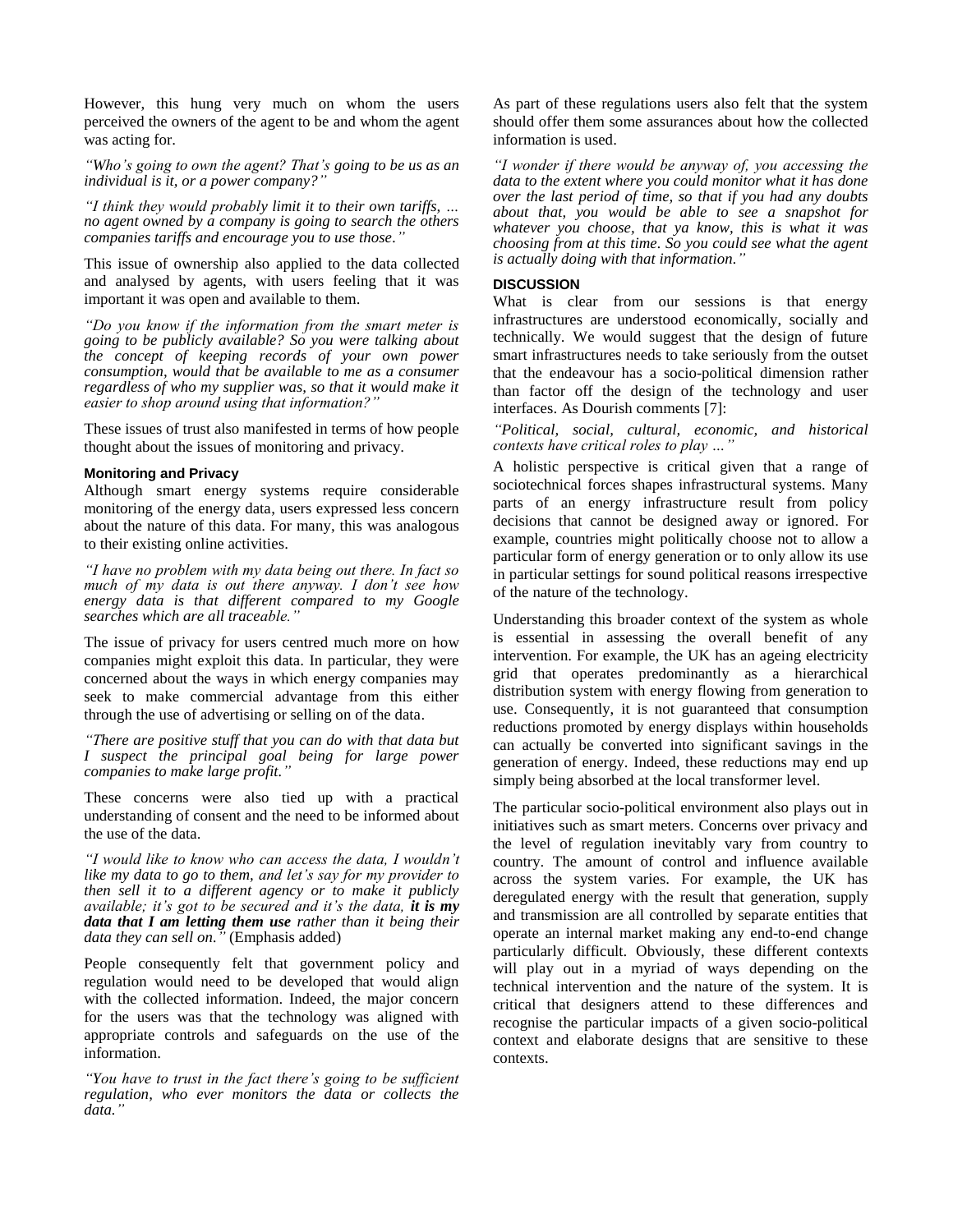However, this hung very much on whom the users perceived the owners of the agent to be and whom the agent was acting for.

*"Who's going to own the agent? That's going to be us as an individual is it, or a power company?"*

*"I think they would probably limit it to their own tariffs, ... no agent owned by a company is going to search the others companies tariffs and encourage you to use those."*

This issue of ownership also applied to the data collected and analysed by agents, with users feeling that it was important it was open and available to them.

*"Do you know if the information from the smart meter is going to be publicly available? So you were talking about the concept of keeping records of your own power consumption, would that be available to me as a consumer regardless of who my supplier was, so that it would make it easier to shop around using that information?"*

These issues of trust also manifested in terms of how people thought about the issues of monitoring and privacy.

### Monitoring and Privacy

Although smart energy systems require considerable monitoring of the energy data, users expressed less concern about the nature of this data. For many, this was analogous to their existing online activities.

*"I have no problem with my data being out there. In fact so much of my data is out there anyway. I don't see how energy data is that different compared to my Google searches which are all traceable."*

The issue of privacy for users centred much more on how companies might exploit this data. In particular, they were concerned about the ways in which energy companies may seek to make commercial advantage from this either through the use of advertising or selling on of the data.

*"There are positive stuff that you can do with that data but I suspect the principal goal being for large power companies to make large profit."*

These concerns were also tied up with a practical understanding of consent and the need to be informed about the use of the data.

*"I would like to know who can access the data, I wouldn't like my data to go to them, and let's say for my provider to then sell it to a different agency or to make it publicly available; it's got to be secured and it's the data,* ***it is my data that I am letting them use*** *rather than it being their data they can sell on."* (Emphasis added)

People consequently felt that government policy and regulation would need to be developed that would align with the collected information. Indeed, the major concern for the users was that the technology was aligned with appropriate controls and safeguards on the use of the information.

*"You have to trust in the fact there's going to be sufficient regulation, who ever monitors the data or collects the data."*

As part of these regulations users also felt that the system should offer them some assurances about how the collected information is used.

*"I wonder if there would be anyway of, you accessing the data to the extent where you could monitor what it has done over the last period of time, so that if you had any doubts about that, you would be able to see a snapshot for whatever you choose, that ya know, this is what it was choosing from at this time. So you could see what the agent is actually doing with that information."*

## DISCUSSION

What is clear from our sessions is that energy infrastructures are understood economically, socially and technically. We would suggest that the design of future smart infrastructures needs to take seriously from the outset that the endeavour has a socio-political dimension rather than factor off the design of the technology and user interfaces. As Dourish comments [7]:

*"Political, social, cultural, economic, and historical contexts have critical roles to play …"*

A holistic perspective is critical given that a range of sociotechnical forces shapes infrastructural systems. Many parts of an energy infrastructure result from policy decisions that cannot be designed away or ignored. For example, countries might politically choose not to allow a particular form of energy generation or to only allow its use in particular settings for sound political reasons irrespective of the nature of the technology.

Understanding this broader context of the system as whole is essential in assessing the overall benefit of any intervention. For example, the UK has an ageing electricity grid that operates predominantly as a hierarchical distribution system with energy flowing from generation to use. Consequently, it is not guaranteed that consumption reductions promoted by energy displays within households can actually be converted into significant savings in the generation of energy. Indeed, these reductions may end up simply being absorbed at the local transformer level.

The particular socio-political environment also plays out in initiatives such as smart meters. Concerns over privacy and the level of regulation inevitably vary from country to country. The amount of control and influence available across the system varies. For example, the UK has deregulated energy with the result that generation, supply and transmission are all controlled by separate entities that operate an internal market making any end-to-end change particularly difficult. Obviously, these different contexts will play out in a myriad of ways depending on the technical intervention and the nature of the system. It is critical that designers attend to these differences and recognise the particular impacts of a given socio-political context and elaborate designs that are sensitive to these contexts.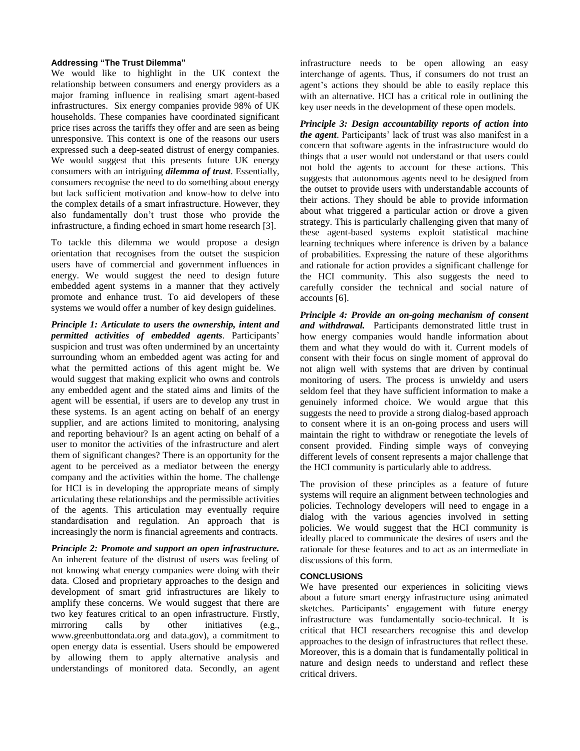### Addressing "The Trust Dilemma"

We would like to highlight in the UK context the relationship between consumers and energy providers as a major framing influence in realising smart agent-based infrastructures. Six energy companies provide 98% of UK households. These companies have coordinated significant price rises across the tariffs they offer and are seen as being unresponsive. This context is one of the reasons our users expressed such a deep-seated distrust of energy companies. We would suggest that this presents future UK energy consumers with an intriguing ***dilemma of trust***. Essentially, consumers recognise the need to do something about energy but lack sufficient motivation and know-how to delve into the complex details of a smart infrastructure. However, they also fundamentally don't trust those who provide the infrastructure, a finding echoed in smart home research [3].

To tackle this dilemma we would propose a design orientation that recognises from the outset the suspicion users have of commercial and government influences in energy. We would suggest the need to design future embedded agent systems in a manner that they actively promote and enhance trust. To aid developers of these systems we would offer a number of key design guidelines.

***Principle 1: Articulate to users the ownership, intent and permitted activities of embedded agents***. Participants' suspicion and trust was often undermined by an uncertainty surrounding whom an embedded agent was acting for and what the permitted actions of this agent might be. We would suggest that making explicit who owns and controls any embedded agent and the stated aims and limits of the agent will be essential, if users are to develop any trust in these systems. Is an agent acting on behalf of an energy supplier, and are actions limited to monitoring, analysing and reporting behaviour? Is an agent acting on behalf of a user to monitor the activities of the infrastructure and alert them of significant changes? There is an opportunity for the agent to be perceived as a mediator between the energy company and the activities within the home. The challenge for HCI is in developing the appropriate means of simply articulating these relationships and the permissible activities of the agents. This articulation may eventually require standardisation and regulation. An approach that is increasingly the norm is financial agreements and contracts.

***Principle 2: Promote and support an open infrastructure.*** An inherent feature of the distrust of users was feeling of not knowing what energy companies were doing with their data. Closed and proprietary approaches to the design and development of smart grid infrastructures are likely to amplify these concerns. We would suggest that there are two key features critical to an open infrastructure. Firstly, mirroring calls by other initiatives (e.g., www.greenbuttondata.org and data.gov), a commitment to open energy data is essential. Users should be empowered by allowing them to apply alternative analysis and understandings of monitored data. Secondly, an agent infrastructure needs to be open allowing an easy interchange of agents. Thus, if consumers do not trust an agent's actions they should be able to easily replace this with an alternative. HCI has a critical role in outlining the key user needs in the development of these open models.

***Principle 3: Design accountability reports of action into the agent***. Participants' lack of trust was also manifest in a concern that software agents in the infrastructure would do things that a user would not understand or that users could not hold the agents to account for these actions. This suggests that autonomous agents need to be designed from the outset to provide users with understandable accounts of their actions. They should be able to provide information about what triggered a particular action or drove a given strategy. This is particularly challenging given that many of these agent-based systems exploit statistical machine learning techniques where inference is driven by a balance of probabilities. Expressing the nature of these algorithms and rationale for action provides a significant challenge for the HCI community. This also suggests the need to carefully consider the technical and social nature of accounts [6].

***Principle 4: Provide an on-going mechanism of consent and withdrawal.*** Participants demonstrated little trust in how energy companies would handle information about them and what they would do with it. Current models of consent with their focus on single moment of approval do not align well with systems that are driven by continual monitoring of users. The process is unwieldy and users seldom feel that they have sufficient information to make a genuinely informed choice. We would argue that this suggests the need to provide a strong dialog-based approach to consent where it is an on-going process and users will maintain the right to withdraw or renegotiate the levels of consent provided. Finding simple ways of conveying different levels of consent represents a major challenge that the HCI community is particularly able to address.

The provision of these principles as a feature of future systems will require an alignment between technologies and policies. Technology developers will need to engage in a dialog with the various agencies involved in setting policies. We would suggest that the HCI community is ideally placed to communicate the desires of users and the rationale for these features and to act as an intermediate in discussions of this form.

### CONCLUSIONS

We have presented our experiences in soliciting views about a future smart energy infrastructure using animated sketches. Participants' engagement with future energy infrastructure was fundamentally socio-technical. It is critical that HCI researchers recognise this and develop approaches to the design of infrastructures that reflect these. Moreover, this is a domain that is fundamentally political in nature and design needs to understand and reflect these critical drivers.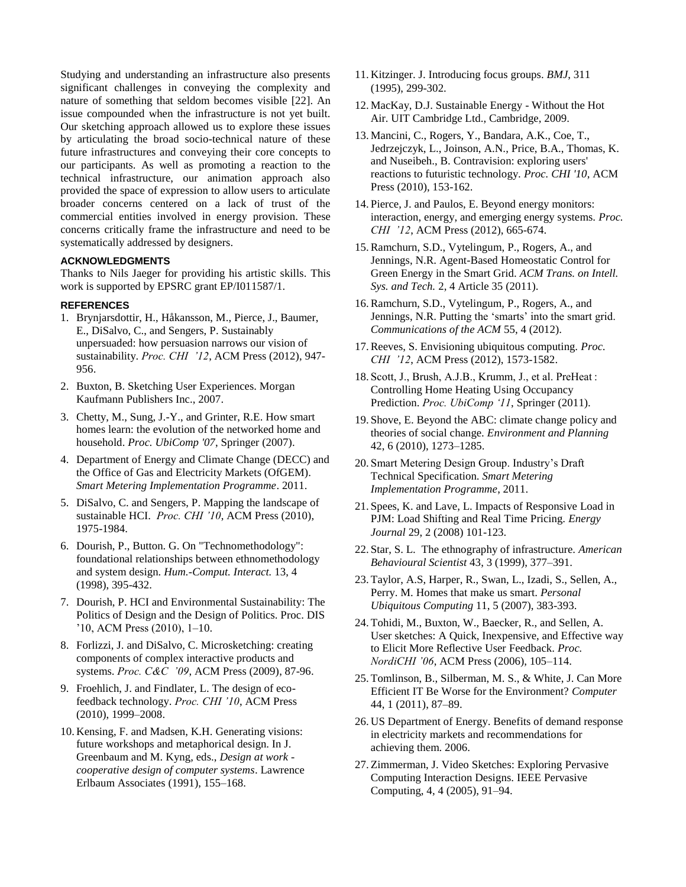Studying and understanding an infrastructure also presents significant challenges in conveying the complexity and nature of something that seldom becomes visible [22]. An issue compounded when the infrastructure is not yet built. Our sketching approach allowed us to explore these issues by articulating the broad socio-technical nature of these future infrastructures and conveying their core concepts to our participants. As well as promoting a reaction to the technical infrastructure, our animation approach also provided the space of expression to allow users to articulate broader concerns centered on a lack of trust of the commercial entities involved in energy provision. These concerns critically frame the infrastructure and need to be systematically addressed by designers.

## ACKNOWLEDGMENTS

Thanks to Nils Jaeger for providing his artistic skills. This work is supported by EPSRC grant EP/I011587/1.

## REFERENCES

1. Brynjarsdottir, H., Håkansson, M., Pierce, J., Baumer, E., DiSalvo, C., and Sengers, P. Sustainably unpersuaded: how persuasion narrows our vision of sustainability. *Proc. CHI '12*, ACM Press (2012), 947-956.
2. Buxton, B. Sketching User Experiences. Morgan Kaufmann Publishers Inc., 2007.
3. Chetty, M., Sung, J.-Y., and Grinter, R.E. How smart homes learn: the evolution of the networked home and household. *Proc. UbiComp '07*, Springer (2007).
4. Department of Energy and Climate Change (DECC) and the Office of Gas and Electricity Markets (OfGEM). *Smart Metering Implementation Programme*. 2011.
5. DiSalvo, C. and Sengers, P. Mapping the landscape of sustainable HCI. *Proc. CHI '10*, ACM Press (2010), 1975-1984.
6. Dourish, P., Button. G. On "Technomethodology": foundational relationships between ethnomethodology and system design. *Hum.-Comput. Interact.* 13, 4 (1998), 395-432.
7. Dourish, P. HCI and Environmental Sustainability: The Politics of Design and the Design of Politics. Proc. DIS '10, ACM Press (2010), 1–10.
8. Forlizzi, J. and DiSalvo, C. Microsketching: creating components of complex interactive products and systems. *Proc. C&C '09*, ACM Press (2009), 87-96.
9. Froehlich, J. and Findlater, L. The design of eco-feedback technology. *Proc. CHI '10*, ACM Press (2010), 1999–2008.
10. Kensing, F. and Madsen, K.H. Generating visions: future workshops and metaphorical design. In J. Greenbaum and M. Kyng, eds., *Design at work - cooperative design of computer systems*. Lawrence Erlbaum Associates (1991), 155–168.
11. Kitzinger. J. Introducing focus groups. *BMJ*, 311 (1995), 299-302.
12. MacKay, D.J. Sustainable Energy - Without the Hot Air. UIT Cambridge Ltd., Cambridge, 2009.
13. Mancini, C., Rogers, Y., Bandara, A.K., Coe, T., Jedrzejczyk, L., Joinson, A.N., Price, B.A., Thomas, K. and Nuseibeh., B. Contravision: exploring users' reactions to futuristic technology. *Proc. CHI '10*, ACM Press (2010), 153-162.
14. Pierce, J. and Paulos, E. Beyond energy monitors: interaction, energy, and emerging energy systems. *Proc. CHI '12*, ACM Press (2012), 665-674.
15. Ramchurn, S.D., Vytelingum, P., Rogers, A., and Jennings, N.R. Agent-Based Homeostatic Control for Green Energy in the Smart Grid. *ACM Trans. on Intell. Sys. and Tech.* 2, 4 Article 35 (2011).
16. Ramchurn, S.D., Vytelingum, P., Rogers, A., and Jennings, N.R. Putting the 'smarts' into the smart grid. *Communications of the ACM* 55, 4 (2012).
17. Reeves, S. Envisioning ubiquitous computing. *Proc. CHI '12*, ACM Press (2012), 1573-1582.
18. Scott, J., Brush, A.J.B., Krumm, J., et al. PreHeat : Controlling Home Heating Using Occupancy Prediction. *Proc. UbiComp '11*, Springer (2011).
19. Shove, E. Beyond the ABC: climate change policy and theories of social change. *Environment and Planning* 42, 6 (2010), 1273–1285.
20. Smart Metering Design Group. Industry's Draft Technical Specification. *Smart Metering Implementation Programme*, 2011.
21. Spees, K. and Lave, L. Impacts of Responsive Load in PJM: Load Shifting and Real Time Pricing. *Energy Journal* 29, 2 (2008) 101-123.
22. Star, S. L. The ethnography of infrastructure. *American Behavioural Scientist* 43, 3 (1999), 377–391.
23. Taylor, A.S, Harper, R., Swan, L., Izadi, S., Sellen, A., Perry. M. Homes that make us smart. *Personal Ubiquitous Computing* 11, 5 (2007), 383-393.
24. Tohidi, M., Buxton, W., Baecker, R., and Sellen, A. User sketches: A Quick, Inexpensive, and Effective way to Elicit More Reflective User Feedback. *Proc. NordiCHI '06*, ACM Press (2006), 105–114.
25. Tomlinson, B., Silberman, M. S., & White, J. Can More Efficient IT Be Worse for the Environment? *Computer* 44, 1 (2011), 87–89.
26. US Department of Energy. Benefits of demand response in electricity markets and recommendations for achieving them. 2006.
27. Zimmerman, J. Video Sketches: Exploring Pervasive Computing Interaction Designs. IEEE Pervasive Computing, 4, 4 (2005), 91–94.